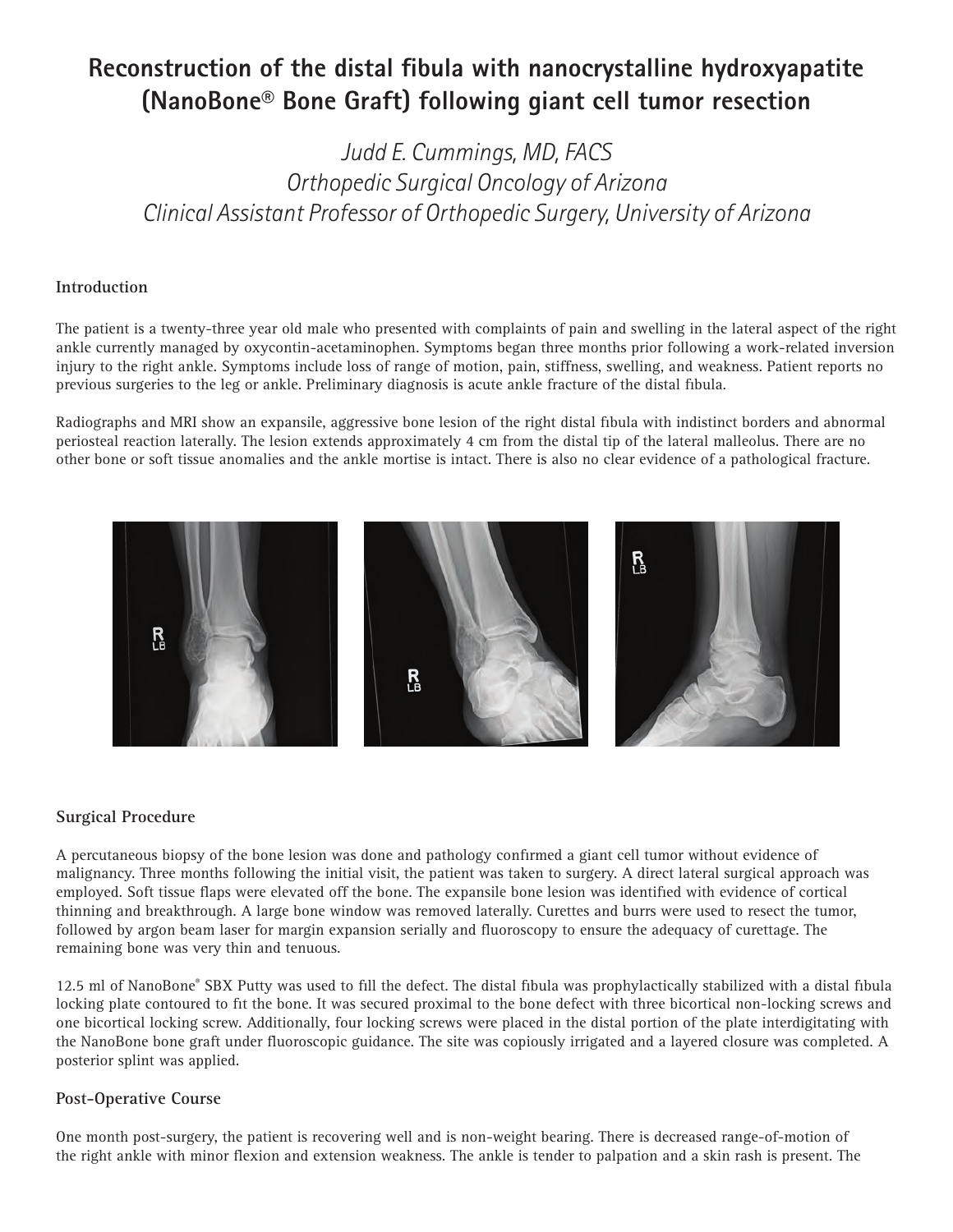# Reconstruction of the distal fibula with nanocrystalline hydroxyapatite (NanoBone® Bone Graft) following giant cell tumor resection

*Judd E. Cummings, MD, FACS*
*Orthopedic Surgical Oncology of Arizona*
*Clinical Assistant Professor of Orthopedic Surgery, University of Arizona*

## Introduction

The patient is a twenty-three year old male who presented with complaints of pain and swelling in the lateral aspect of the right ankle currently managed by oxycontin-acetaminophen. Symptoms began three months prior following a work-related inversion injury to the right ankle. Symptoms include loss of range of motion, pain, stiffness, swelling, and weakness. Patient reports no previous surgeries to the leg or ankle. Preliminary diagnosis is acute ankle fracture of the distal fibula.

Radiographs and MRI show an expansile, aggressive bone lesion of the right distal fibula with indistinct borders and abnormal periosteal reaction laterally. The lesion extends approximately 4 cm from the distal tip of the lateral malleolus. There are no other bone or soft tissue anomalies and the ankle mortise is intact. There is also no clear evidence of a pathological fracture.

## Surgical Procedure

A percutaneous biopsy of the bone lesion was done and pathology confirmed a giant cell tumor without evidence of malignancy. Three months following the initial visit, the patient was taken to surgery. A direct lateral surgical approach was employed. Soft tissue flaps were elevated off the bone. The expansile bone lesion was identified with evidence of cortical thinning and breakthrough. A large bone window was removed laterally. Curettes and burrs were used to resect the tumor, followed by argon beam laser for margin expansion serially and fluoroscopy to ensure the adequacy of curettage. The remaining bone was very thin and tenuous.

12.5 ml of NanoBone® SBX Putty was used to fill the defect. The distal fibula was prophylactically stabilized with a distal fibula locking plate contoured to fit the bone. It was secured proximal to the bone defect with three bicortical non-locking screws and one bicortical locking screw. Additionally, four locking screws were placed in the distal portion of the plate interdigitating with the NanoBone bone graft under fluoroscopic guidance. The site was copiously irrigated and a layered closure was completed. A posterior splint was applied.

## Post-Operative Course

One month post-surgery, the patient is recovering well and is non-weight bearing. There is decreased range-of-motion of the right ankle with minor flexion and extension weakness. The ankle is tender to palpation and a skin rash is present. The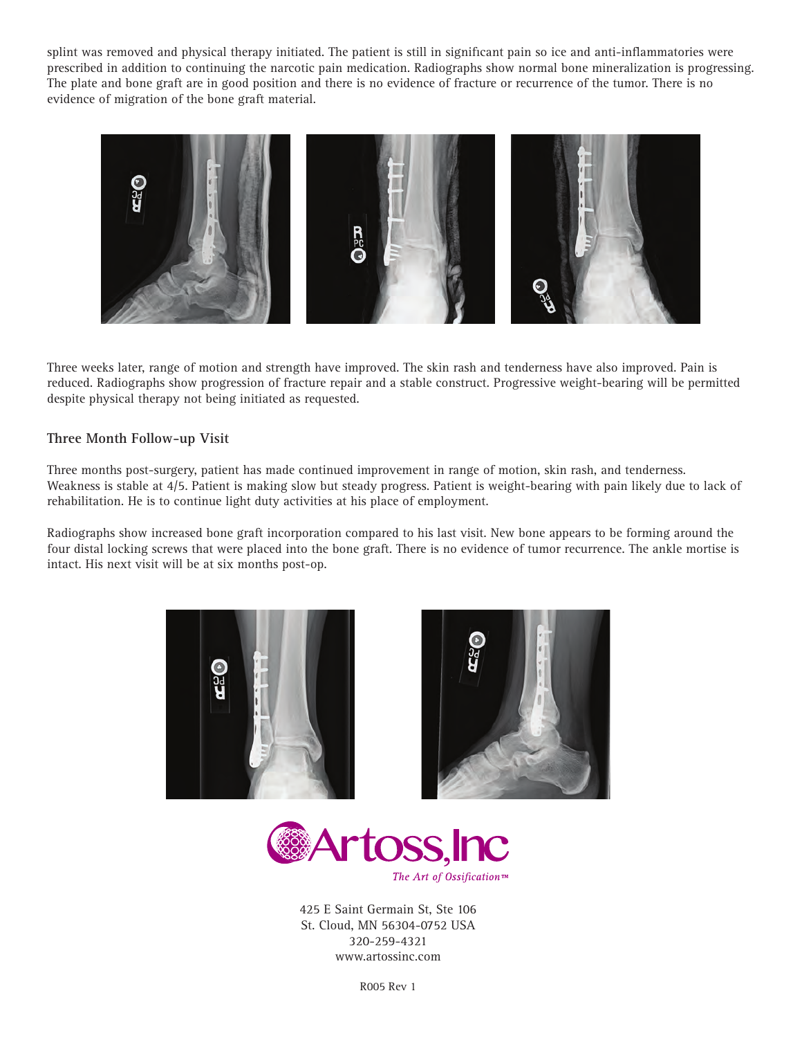splint was removed and physical therapy initiated. The patient is still in significant pain so ice and anti-inflammatories were prescribed in addition to continuing the narcotic pain medication. Radiographs show normal bone mineralization is progressing. The plate and bone graft are in good position and there is no evidence of fracture or recurrence of the tumor. There is no evidence of migration of the bone graft material.

Three weeks later, range of motion and strength have improved. The skin rash and tenderness have also improved. Pain is reduced. Radiographs show progression of fracture repair and a stable construct. Progressive weight-bearing will be permitted despite physical therapy not being initiated as requested.

### Three Month Follow-up Visit

Three months post-surgery, patient has made continued improvement in range of motion, skin rash, and tenderness. Weakness is stable at 4/5. Patient is making slow but steady progress. Patient is weight-bearing with pain likely due to lack of rehabilitation. He is to continue light duty activities at his place of employment.

Radiographs show increased bone graft incorporation compared to his last visit. New bone appears to be forming around the four distal locking screws that were placed into the bone graft. There is no evidence of tumor recurrence. The ankle mortise is intact. His next visit will be at six months post-op.

Artoss, Inc

*The Art of Ossification™*

425 E Saint Germain St, Ste 106
St. Cloud, MN 56304-0752 USA
320-259-4321
www.artossinc.com

R005 Rev 1